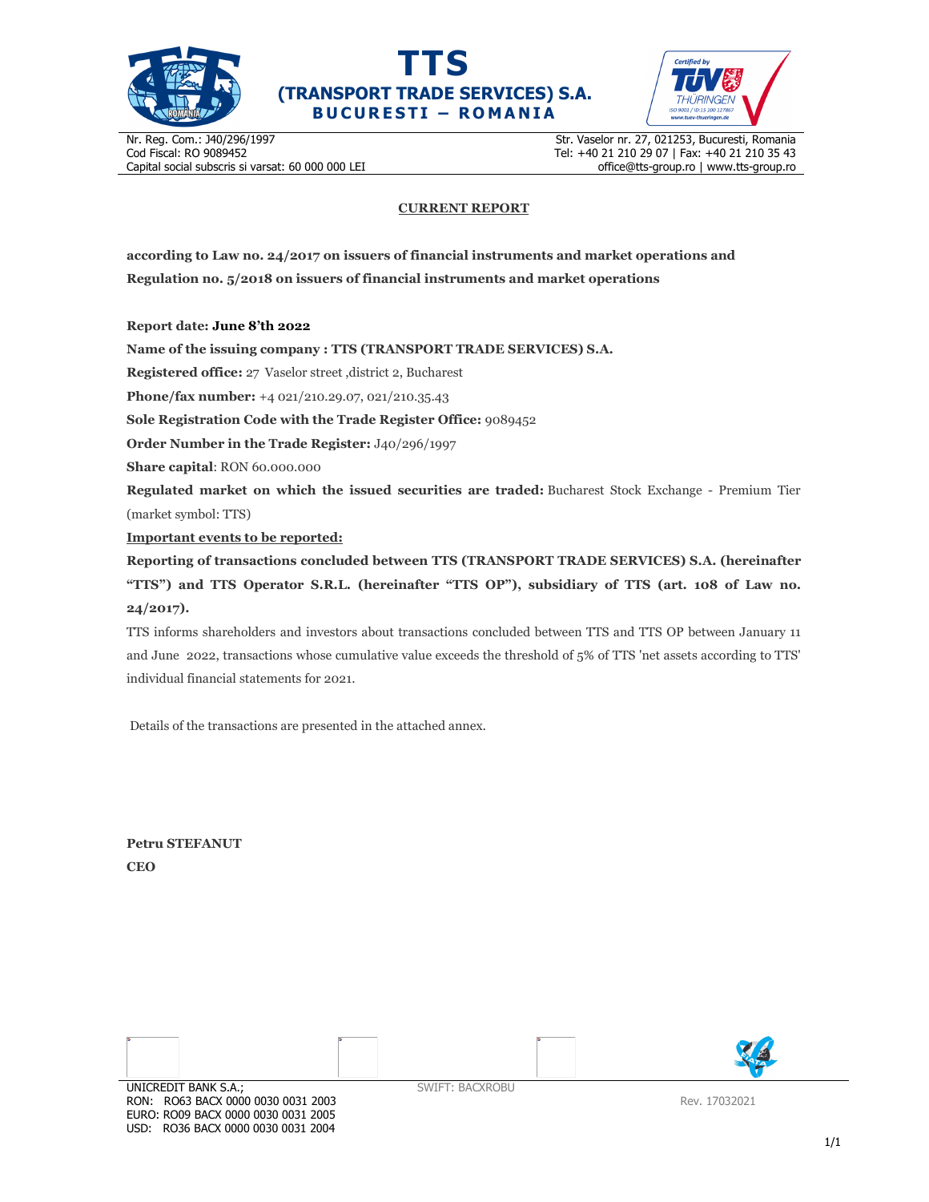# TTS
## (TRANSPORT TRADE SERVICES) S.A.
**BUCURESTI – ROMANIA**

Nr. Reg. Com.: J40/296/1997
Cod Fiscal: RO 9089452
Capital social subscris si varsat: 60 000 000 LEI

Str. Vaselor nr. 27, 021253, Bucuresti, Romania
Tel: +40 21 210 29 07 | Fax: +40 21 210 35 43
office@tts-group.ro | www.tts-group.ro

**CURRENT REPORT**

**according to Law no. 24/2017 on issuers of financial instruments and market operations and Regulation no. 5/2018 on issuers of financial instruments and market operations**

**Report date: June 8'th 2022**

**Name of the issuing company : TTS (TRANSPORT TRADE SERVICES) S.A.**

**Registered office:** 27 Vaselor street ,district 2, Bucharest

**Phone/fax number:** +4 021/210.29.07, 021/210.35.43

**Sole Registration Code with the Trade Register Office:** 9089452

**Order Number in the Trade Register:** J40/296/1997

**Share capital**: RON 60.000.000

**Regulated market on which the issued securities are traded:** Bucharest Stock Exchange - Premium Tier (market symbol: TTS)

**Important events to be reported:**

**Reporting of transactions concluded between TTS (TRANSPORT TRADE SERVICES) S.A. (hereinafter "TTS") and TTS Operator S.R.L. (hereinafter "TTS OP"), subsidiary of TTS (art. 108 of Law no. 24/2017).**

TTS informs shareholders and investors about transactions concluded between TTS and TTS OP between January 11 and June 2022, transactions whose cumulative value exceeds the threshold of 5% of TTS 'net assets according to TTS' individual financial statements for 2021.

Details of the transactions are presented in the attached annex.

**Petru STEFANUT**
**CEO**

UNICREDIT BANK S.A.;
RON: RO63 BACX 0000 0030 0031 2003
EURO: RO09 BACX 0000 0030 0031 2005
USD: RO36 BACX 0000 0030 0031 2004

SWIFT: BACXROBU

Rev. 17032021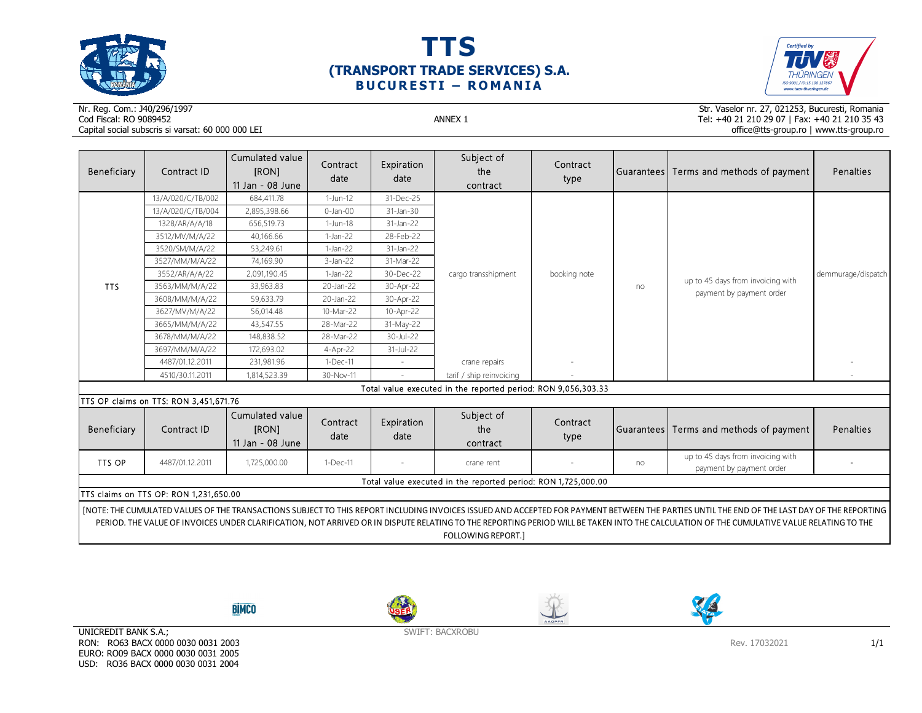# TTS
## (TRANSPORT TRADE SERVICES) S.A.
### BUCURESTI – ROMANIA

Nr. Reg. Com.: J40/296/1997
Cod Fiscal: RO 9089452
Capital social subscris si varsat: 60 000 000 LEI

ANNEX 1

Str. Vaselor nr. 27, 021253, Bucuresti, Romania
Tel: +40 21 210 29 07 | Fax: +40 21 210 35 43
office@tts-group.ro | www.tts-group.ro

| Beneficiary | Contract ID | Cumulated value [RON] 11 Jan - 08 June | Contract date | Expiration date | Subject of the contract | Contract type | Guarantees | Terms and methods of payment | Penalties |
|---|---|---|---|---|---|---|---|---|---|
| TTS | 13/A/020/C/TB/002 | 684,411.78 | 1-Jun-12 | 31-Dec-25 | cargo transshipment | booking note | no | up to 45 days from invoicing with payment by payment order | demmurage/dispatch |
| | 13/A/020/C/TB/004 | 2,895,398.66 | 0-Jan-00 | 31-Jan-30 | | | | | |
| | 1328/AR/A/A/18 | 656,519.73 | 1-Jun-18 | 31-Jan-22 | | | | | |
| | 3512/MV/M/A/22 | 40,166.66 | 1-Jan-22 | 28-Feb-22 | | | | | |
| | 3520/SM/M/A/22 | 53,249.61 | 1-Jan-22 | 31-Jan-22 | | | | | |
| | 3527/MM/M/A/22 | 74,169.90 | 3-Jan-22 | 31-Mar-22 | | | | | |
| | 3552/AR/A/A/22 | 2,091,190.45 | 1-Jan-22 | 30-Dec-22 | | | | | |
| | 3563/MM/M/A/22 | 33,963.83 | 20-Jan-22 | 30-Apr-22 | | | | | |
| | 3608/MM/M/A/22 | 59,633.79 | 20-Jan-22 | 30-Apr-22 | | | | | |
| | 3627/MV/M/A/22 | 56,014.48 | 10-Mar-22 | 10-Apr-22 | | | | | |
| | 3665/MM/M/A/22 | 43,547.55 | 28-Mar-22 | 31-May-22 | | | | | |
| | 3678/MM/M/A/22 | 148,838.52 | 28-Mar-22 | 30-Jul-22 | | | | | |
| | 3697/MM/M/A/22 | 172,693.02 | 4-Apr-22 | 31-Jul-22 | | | | | |
| | 4487/01.12.2011 | 231,981.96 | 1-Dec-11 | - | crane repairs | - | | | - |
| | 4510/30.11.2011 | 1,814,523.39 | 30-Nov-11 | - | tarif / ship reinvoicing | - | | | - |
| Total value executed in the reported period: RON 9,056,303.33 | | | | | | | | | |

TTS OP claims on TTS: RON 3,451,671.76

| Beneficiary | Contract ID | Cumulated value [RON] 11 Jan - 08 June | Contract date | Expiration date | Subject of the contract | Contract type | Guarantees | Terms and methods of payment | Penalties |
|---|---|---|---|---|---|---|---|---|---|
| TTS OP | 4487/01.12.2011 | 1,725,000.00 | 1-Dec-11 | - | crane rent | - | no | up to 45 days from invoicing with payment by payment order | - |
| Total value executed in the reported period: RON 1,725,000.00 | | | | | | | | | |

TTS claims on TTS OP: RON 1,231,650.00

[NOTE: THE CUMULATED VALUES OF THE TRANSACTIONS SUBJECT TO THIS REPORT INCLUDING INVOICES ISSUED AND ACCEPTED FOR PAYMENT BETWEEN THE PARTIES UNTIL THE END OF THE LAST DAY OF THE REPORTING PERIOD. THE VALUE OF INVOICES UNDER CLARIFICATION, NOT ARRIVED OR IN DISPUTE RELATING TO THE REPORTING PERIOD WILL BE TAKEN INTO THE CALCULATION OF THE CUMULATIVE VALUE RELATING TO THE FOLLOWING REPORT.]

UNICREDIT BANK S.A.;
RON: RO63 BACX 0000 0030 0031 2003
EURO: RO09 BACX 0000 0030 0031 2005
USD: RO36 BACX 0000 0030 0031 2004

SWIFT: BACXROBU

Rev. 17032021